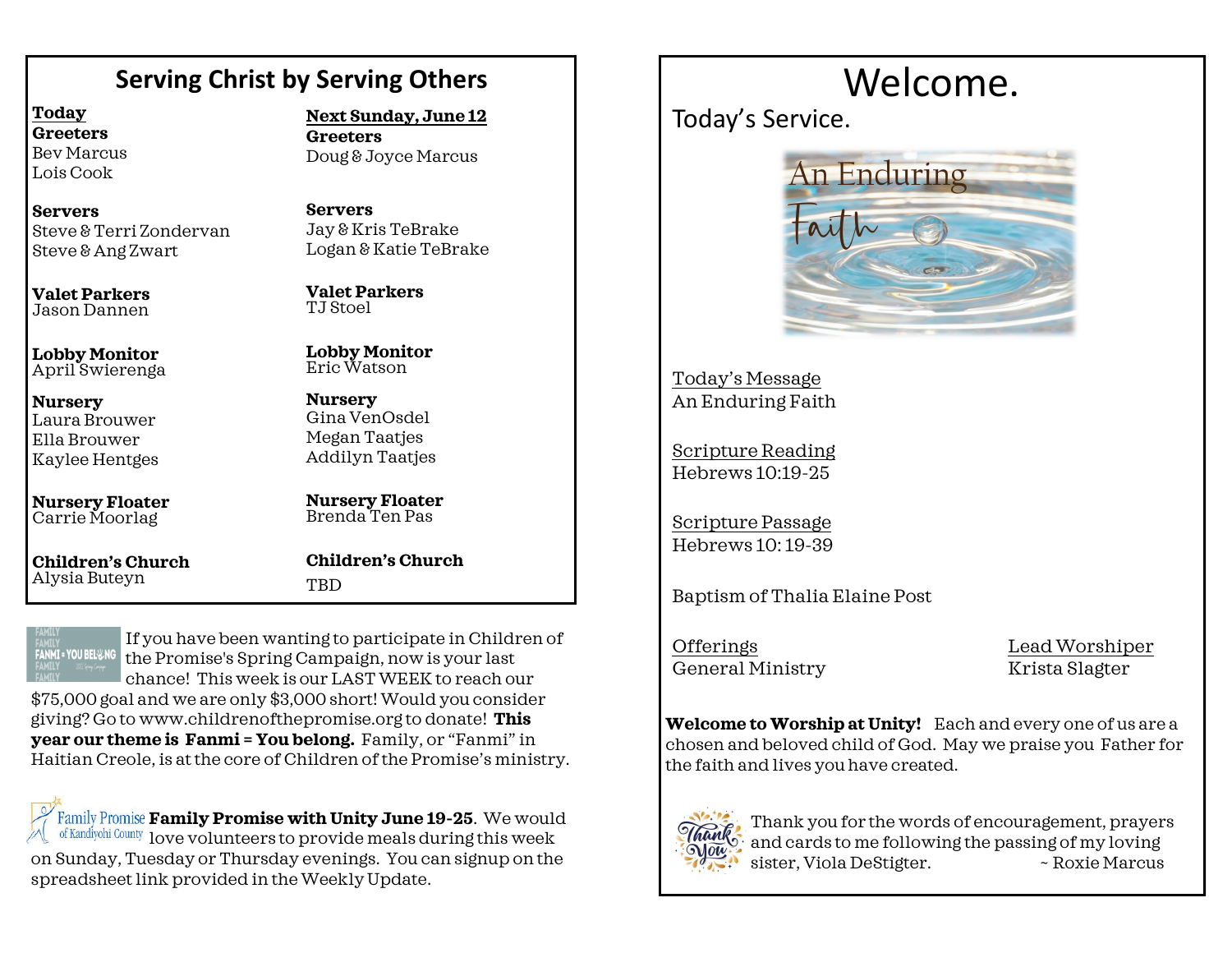## Serving Christ by Serving Others

| **Today** | **Next Sunday, June 12** |
|---|---|
| **Greeters**<br>Bev Marcus<br>Lois Cook | **Greeters**<br>Doug & Joyce Marcus |
| **Servers**<br>Steve & Terri Zondervan<br>Steve & Ang Zwart | **Servers**<br>Jay & Kris TeBrake<br>Logan & Katie TeBrake |
| **Valet Parkers**<br>Jason Dannen | **Valet Parkers**<br>TJ Stoel |
| **Lobby Monitor**<br>April Swierenga | **Lobby Monitor**<br>Eric Watson |
| **Nursery**<br>Laura Brouwer<br>Ella Brouwer<br>Kaylee Hentges | **Nursery**<br>Gina VenOsdel<br>Megan Taatjes<br>Addilyn Taatjes |
| **Nursery Floater**<br>Carrie Moorlag | **Nursery Floater**<br>Brenda Ten Pas |
| **Children's Church**<br>Alysia Buteyn | **Children's Church**<br>TBD |

If you have been wanting to participate in Children of the Promise's Spring Campaign, now is your last chance! This week is our LAST WEEK to reach our $75,000 goal and we are only $3,000 short! Would you consider giving? Go to www.childrenofthepromise.org to donate! **This year our theme is Fanmi = You belong.** Family, or "Fanmi" in Haitian Creole, is at the core of Children of the Promise's ministry.

**Family Promise with Unity June 19-25**. We would love volunteers to provide meals during this week on Sunday, Tuesday or Thursday evenings. You can signup on the spreadsheet link provided in the Weekly Update.

# Welcome.

Today's Service.

An Enduring Faith

Today's Message
An Enduring Faith

Scripture Reading
Hebrews 10:19-25

Scripture Passage
Hebrews 10: 19-39

Baptism of Thalia Elaine Post

Offerings
General Ministry

Lead Worshiper
Krista Slagter

**Welcome to Worship at Unity!** Each and every one of us are a chosen and beloved child of God. May we praise you Father for the faith and lives you have created.

Thank you for the words of encouragement, prayers and cards to me following the passing of my loving sister, Viola DeStigter. ~ Roxie Marcus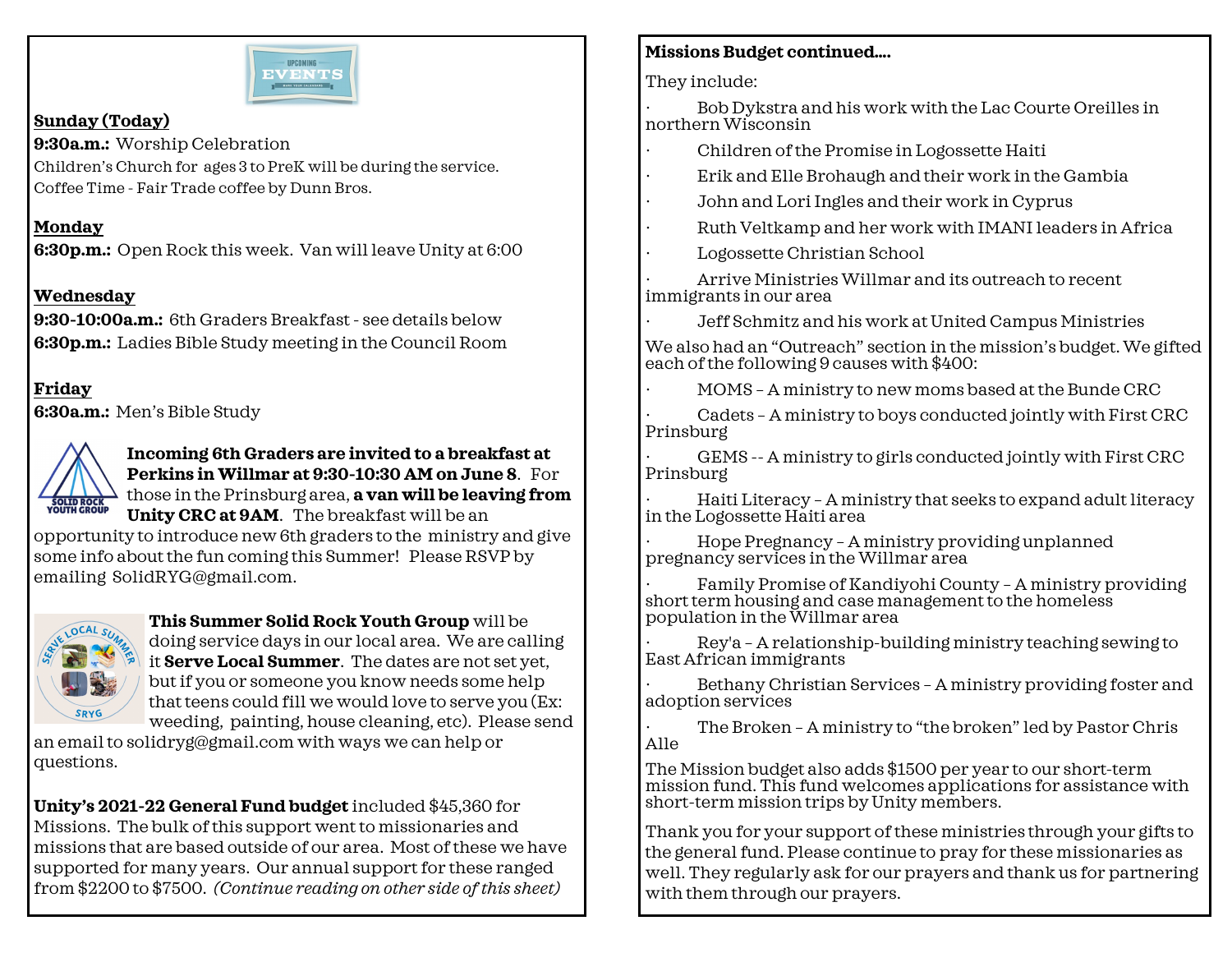**Sunday (Today)**

**9:30a.m.:** Worship Celebration

Children's Church for ages 3 to PreK will be during the service.

Coffee Time - Fair Trade coffee by Dunn Bros.

**Monday**

**6:30p.m.:** Open Rock this week. Van will leave Unity at 6:00

**Wednesday**

**9:30-10:00a.m.:** 6th Graders Breakfast - see details below

**6:30p.m.:** Ladies Bible Study meeting in the Council Room

**Friday**

**6:30a.m.:** Men's Bible Study

**Incoming 6th Graders are invited to a breakfast at Perkins in Willmar at 9:30-10:30 AM on June 8**. For those in the Prinsburg area, **a van will be leaving from Unity CRC at 9AM**. The breakfast will be an opportunity to introduce new 6th graders to the ministry and give some info about the fun coming this Summer! Please RSVP by emailing SolidRYG@gmail.com.

**This Summer Solid Rock Youth Group** will be doing service days in our local area. We are calling it **Serve Local Summer**. The dates are not set yet, but if you or someone you know needs some help that teens could fill we would love to serve you (Ex: weeding, painting, house cleaning, etc). Please send an email to solidryg@gmail.com with ways we can help or questions.

**Unity's 2021-22 General Fund budget** included $45,360 for Missions. The bulk of this support went to missionaries and missions that are based outside of our area. Most of these we have supported for many years. Our annual support for these ranged from $2200 to $7500. *(Continue reading on other side of this sheet)*

**Missions Budget continued....**

They include:

- Bob Dykstra and his work with the Lac Courte Oreilles in northern Wisconsin
- Children of the Promise in Logossette Haiti
- Erik and Elle Brohaugh and their work in the Gambia
- John and Lori Ingles and their work in Cyprus
- Ruth Veltkamp and her work with IMANI leaders in Africa
- Logossette Christian School
- Arrive Ministries Willmar and its outreach to recent immigrants in our area
- Jeff Schmitz and his work at United Campus Ministries

We also had an "Outreach" section in the mission's budget. We gifted each of the following 9 causes with $400:

- MOMS – A ministry to new moms based at the Bunde CRC
- Cadets – A ministry to boys conducted jointly with First CRC Prinsburg
- GEMS -- A ministry to girls conducted jointly with First CRC Prinsburg
- Haiti Literacy – A ministry that seeks to expand adult literacy in the Logossette Haiti area
- Hope Pregnancy – A ministry providing unplanned pregnancy services in the Willmar area
- Family Promise of Kandiyohi County – A ministry providing short term housing and case management to the homeless population in the Willmar area
- Rey'a – A relationship-building ministry teaching sewing to East African immigrants
- Bethany Christian Services – A ministry providing foster and adoption services
- The Broken – A ministry to "the broken" led by Pastor Chris Alle

The Mission budget also adds $1500 per year to our short-term mission fund. This fund welcomes applications for assistance with short-term mission trips by Unity members.

Thank you for your support of these ministries through your gifts to the general fund. Please continue to pray for these missionaries as well. They regularly ask for our prayers and thank us for partnering with them through our prayers.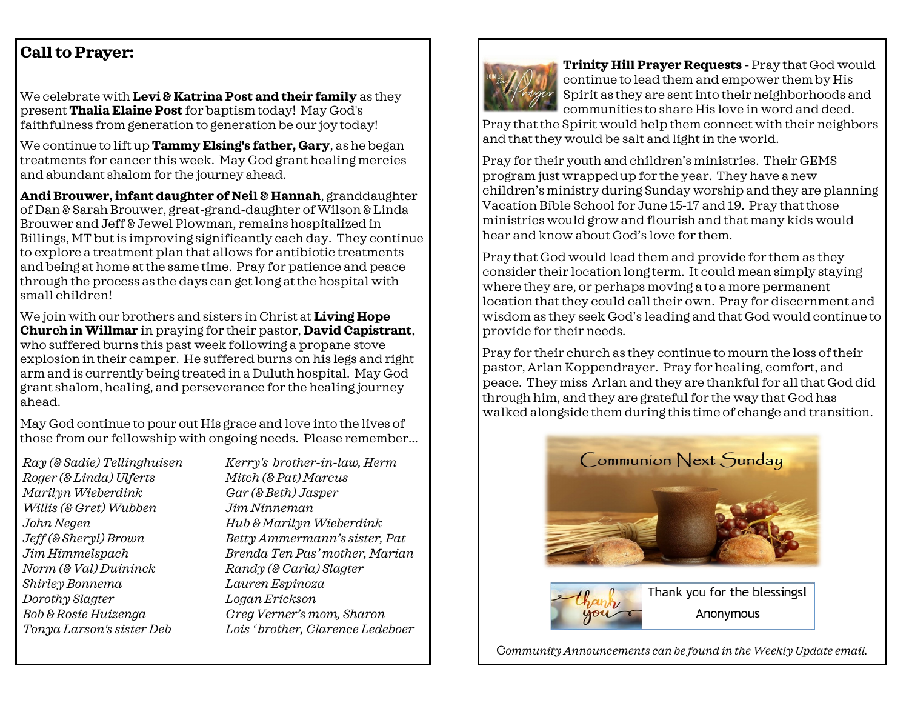## Call to Prayer:

We celebrate with **Levi & Katrina Post and their family** as they present **Thalia Elaine Post** for baptism today! May God's faithfulness from generation to generation be our joy today!

We continue to lift up **Tammy Elsing's father, Gary**, as he began treatments for cancer this week. May God grant healing mercies and abundant shalom for the journey ahead.

**Andi Brouwer, infant daughter of Neil & Hannah**, granddaughter of Dan & Sarah Brouwer, great-grand-daughter of Wilson & Linda Brouwer and Jeff & Jewel Plowman, remains hospitalized in Billings, MT but is improving significantly each day. They continue to explore a treatment plan that allows for antibiotic treatments and being at home at the same time. Pray for patience and peace through the process as the days can get long at the hospital with small children!

We join with our brothers and sisters in Christ at **Living Hope Church in Willmar** in praying for their pastor, **David Capistrant**, who suffered burns this past week following a propane stove explosion in their camper. He suffered burns on his legs and right arm and is currently being treated in a Duluth hospital. May God grant shalom, healing, and perseverance for the healing journey ahead.

May God continue to pour out His grace and love into the lives of those from our fellowship with ongoing needs. Please remember...

*Ray (& Sadie) Tellinghuisen*
*Roger (& Linda) Ulferts*
*Marilyn Wieberdink*
*Willis (& Gret) Wubben*
*John Negen*
*Jeff (& Sheryl) Brown*
*Jim Himmelspach*
*Norm (& Val) Duininck*
*Shirley Bonnema*
*Dorothy Slagter*
*Bob & Rosie Huizenga*
*Tonya Larson's sister Deb*
*Kerry's brother-in-law, Herm*
*Mitch (& Pat) Marcus*
*Gar (& Beth) Jasper*
*Jim Ninneman*
*Hub & Marilyn Wieberdink*
*Betty Ammermann's sister, Pat*
*Brenda Ten Pas' mother, Marian*
*Randy (& Carla) Slagter*
*Lauren Espinoza*
*Logan Erickson*
*Greg Verner's mom, Sharon*
*Lois 'brother, Clarence Ledeboer*

**Trinity Hill Prayer Requests -** Pray that God would continue to lead them and empower them by His Spirit as they are sent into their neighborhoods and communities to share His love in word and deed. Pray that the Spirit would help them connect with their neighbors and that they would be salt and light in the world.

Pray for their youth and children's ministries. Their GEMS program just wrapped up for the year. They have a new children's ministry during Sunday worship and they are planning Vacation Bible School for June 15-17 and 19. Pray that those ministries would grow and flourish and that many kids would hear and know about God's love for them.

Pray that God would lead them and provide for them as they consider their location long term. It could mean simply staying where they are, or perhaps moving a to a more permanent location that they could call their own. Pray for discernment and wisdom as they seek God's leading and that God would continue to provide for their needs.

Pray for their church as they continue to mourn the loss of their pastor, Arlan Koppendrayer. Pray for healing, comfort, and peace. They miss Arlan and they are thankful for all that God did through him, and they are grateful for the way that God has walked alongside them during this time of change and transition.

Communion Next Sunday

Thank you for the blessings!
Anonymous

*Community Announcements can be found in the Weekly Update email.*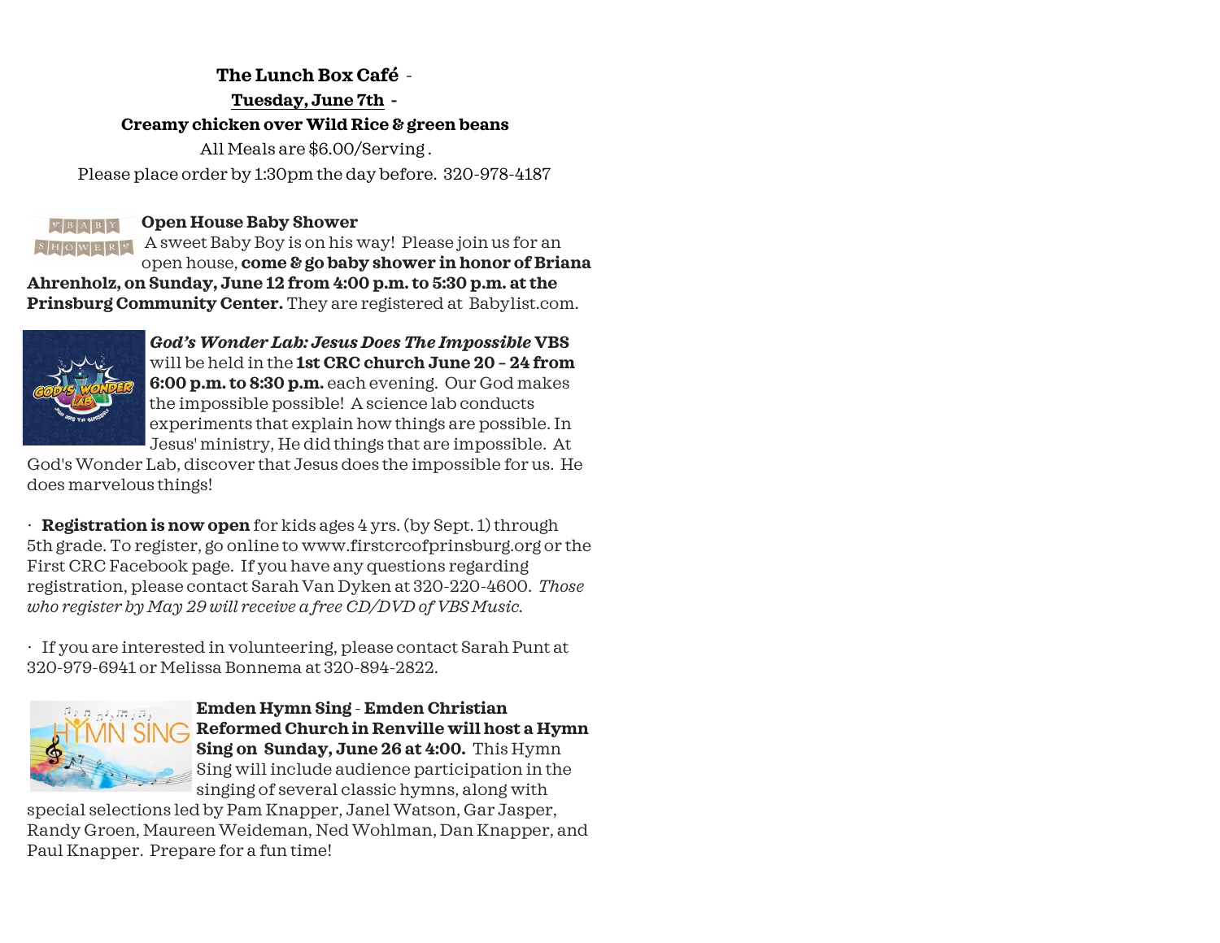**The Lunch Box Café** -

**Tuesday, June 7th** -

**Creamy chicken over Wild Rice & green beans**

All Meals are $6.00/Serving .

Please place order by 1:30pm the day before. 320-978-4187

**Open House Baby Shower**

A sweet Baby Boy is on his way! Please join us for an open house, **come & go baby shower in honor of Briana Ahrenholz, on Sunday, June 12 from 4:00 p.m. to 5:30 p.m. at the Prinsburg Community Center.** They are registered at Babylist.com.

***God's Wonder Lab: Jesus Does The Impossible* VBS** will be held in the **1st CRC church June 20 – 24 from 6:00 p.m. to 8:30 p.m.** each evening. Our God makes the impossible possible! A science lab conducts experiments that explain how things are possible. In Jesus' ministry, He did things that are impossible. At God's Wonder Lab, discover that Jesus does the impossible for us. He does marvelous things!

- **Registration is now open** for kids ages 4 yrs. (by Sept. 1) through 5th grade. To register, go online to www.firstcrcofprinsburg.org or the First CRC Facebook page. If you have any questions regarding registration, please contact Sarah Van Dyken at 320-220-4600. *Those who register by May 29 will receive a free CD/DVD of VBS Music.*

- If you are interested in volunteering, please contact Sarah Punt at 320-979-6941 or Melissa Bonnema at 320-894-2822.

**Emden Hymn Sing** - **Emden Christian Reformed Church in Renville will host a Hymn Sing on Sunday, June 26 at 4:00.** This Hymn Sing will include audience participation in the singing of several classic hymns, along with special selections led by Pam Knapper, Janel Watson, Gar Jasper, Randy Groen, Maureen Weideman, Ned Wohlman, Dan Knapper, and Paul Knapper. Prepare for a fun time!